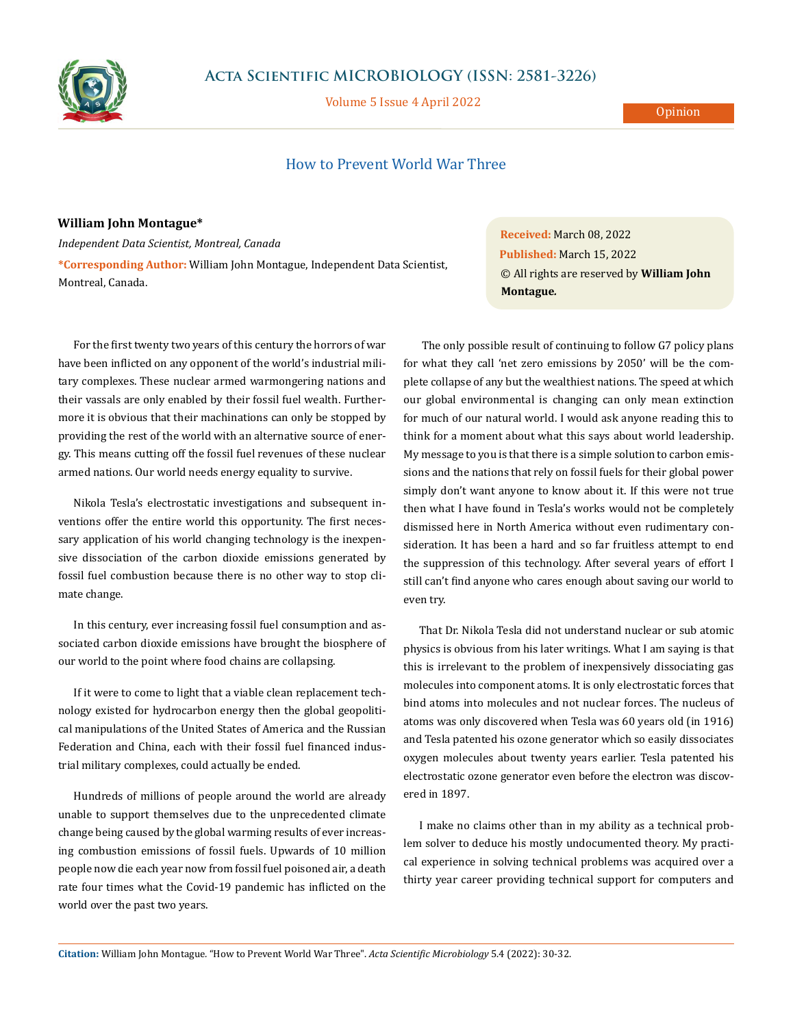# How to Prevent World War Three

**William John Montague***

*Independent Data Scientist, Montreal, Canada*

***Corresponding Author:** William John Montague, Independent Data Scientist, Montreal, Canada.

**Received:** March 08, 2022
**Published:** March 15, 2022
© All rights are reserved by **William John Montague.**

For the first twenty two years of this century the horrors of war have been inflicted on any opponent of the world's industrial military complexes. These nuclear armed warmongering nations and their vassals are only enabled by their fossil fuel wealth. Furthermore it is obvious that their machinations can only be stopped by providing the rest of the world with an alternative source of energy. This means cutting off the fossil fuel revenues of these nuclear armed nations. Our world needs energy equality to survive.

Nikola Tesla's electrostatic investigations and subsequent inventions offer the entire world this opportunity. The first necessary application of his world changing technology is the inexpensive dissociation of the carbon dioxide emissions generated by fossil fuel combustion because there is no other way to stop climate change.

In this century, ever increasing fossil fuel consumption and associated carbon dioxide emissions have brought the biosphere of our world to the point where food chains are collapsing.

If it were to come to light that a viable clean replacement technology existed for hydrocarbon energy then the global geopolitical manipulations of the United States of America and the Russian Federation and China, each with their fossil fuel financed industrial military complexes, could actually be ended.

Hundreds of millions of people around the world are already unable to support themselves due to the unprecedented climate change being caused by the global warming results of ever increasing combustion emissions of fossil fuels. Upwards of 10 million people now die each year now from fossil fuel poisoned air, a death rate four times what the Covid-19 pandemic has inflicted on the world over the past two years.

The only possible result of continuing to follow G7 policy plans for what they call 'net zero emissions by 2050' will be the complete collapse of any but the wealthiest nations. The speed at which our global environmental is changing can only mean extinction for much of our natural world. I would ask anyone reading this to think for a moment about what this says about world leadership. My message to you is that there is a simple solution to carbon emissions and the nations that rely on fossil fuels for their global power simply don't want anyone to know about it. If this were not true then what I have found in Tesla's works would not be completely dismissed here in North America without even rudimentary consideration. It has been a hard and so far fruitless attempt to end the suppression of this technology. After several years of effort I still can't find anyone who cares enough about saving our world to even try.

That Dr. Nikola Tesla did not understand nuclear or sub atomic physics is obvious from his later writings. What I am saying is that this is irrelevant to the problem of inexpensively dissociating gas molecules into component atoms. It is only electrostatic forces that bind atoms into molecules and not nuclear forces. The nucleus of atoms was only discovered when Tesla was 60 years old (in 1916) and Tesla patented his ozone generator which so easily dissociates oxygen molecules about twenty years earlier. Tesla patented his electrostatic ozone generator even before the electron was discovered in 1897.

I make no claims other than in my ability as a technical problem solver to deduce his mostly undocumented theory. My practical experience in solving technical problems was acquired over a thirty year career providing technical support for computers and

**Citation:** William John Montague. "How to Prevent World War Three". *Acta Scientific Microbiology* 5.4 (2022): 30-32.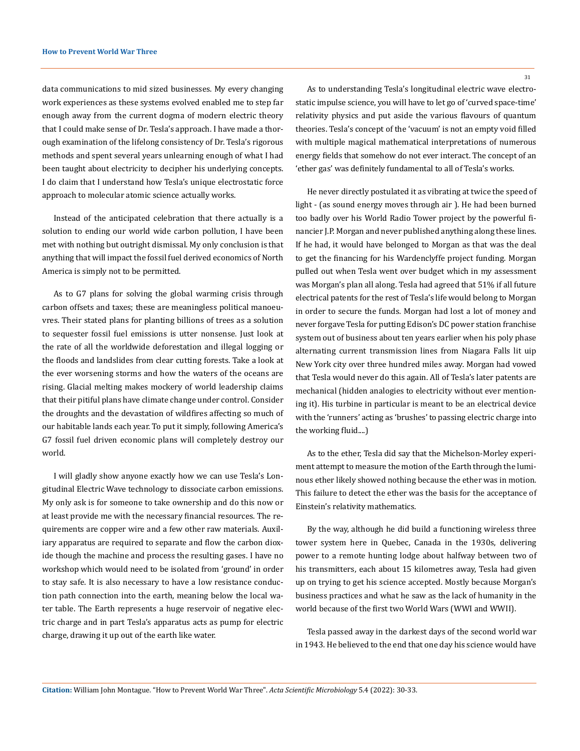data communications to mid sized businesses. My every changing work experiences as these systems evolved enabled me to step far enough away from the current dogma of modern electric theory that I could make sense of Dr. Tesla's approach. I have made a thorough examination of the lifelong consistency of Dr. Tesla's rigorous methods and spent several years unlearning enough of what I had been taught about electricity to decipher his underlying concepts. I do claim that I understand how Tesla's unique electrostatic force approach to molecular atomic science actually works.

Instead of the anticipated celebration that there actually is a solution to ending our world wide carbon pollution, I have been met with nothing but outright dismissal. My only conclusion is that anything that will impact the fossil fuel derived economics of North America is simply not to be permitted.

As to G7 plans for solving the global warming crisis through carbon offsets and taxes; these are meaningless political manoeuvres. Their stated plans for planting billions of trees as a solution to sequester fossil fuel emissions is utter nonsense. Just look at the rate of all the worldwide deforestation and illegal logging or the floods and landslides from clear cutting forests. Take a look at the ever worsening storms and how the waters of the oceans are rising. Glacial melting makes mockery of world leadership claims that their pitiful plans have climate change under control. Consider the droughts and the devastation of wildfires affecting so much of our habitable lands each year. To put it simply, following America's G7 fossil fuel driven economic plans will completely destroy our world.

I will gladly show anyone exactly how we can use Tesla's Longitudinal Electric Wave technology to dissociate carbon emissions. My only ask is for someone to take ownership and do this now or at least provide me with the necessary financial resources. The requirements are copper wire and a few other raw materials. Auxiliary apparatus are required to separate and flow the carbon dioxide though the machine and process the resulting gases. I have no workshop which would need to be isolated from 'ground' in order to stay safe. It is also necessary to have a low resistance conduction path connection into the earth, meaning below the local water table. The Earth represents a huge reservoir of negative electric charge and in part Tesla's apparatus acts as pump for electric charge, drawing it up out of the earth like water.

As to understanding Tesla's longitudinal electric wave electrostatic impulse science, you will have to let go of 'curved space-time' relativity physics and put aside the various flavours of quantum theories. Tesla's concept of the 'vacuum' is not an empty void filled with multiple magical mathematical interpretations of numerous energy fields that somehow do not ever interact. The concept of an 'ether gas' was definitely fundamental to all of Tesla's works.

He never directly postulated it as vibrating at twice the speed of light - (as sound energy moves through air ). He had been burned too badly over his World Radio Tower project by the powerful financier J.P. Morgan and never published anything along these lines. If he had, it would have belonged to Morgan as that was the deal to get the financing for his Wardenclyffe project funding. Morgan pulled out when Tesla went over budget which in my assessment was Morgan's plan all along. Tesla had agreed that 51% if all future electrical patents for the rest of Tesla's life would belong to Morgan in order to secure the funds. Morgan had lost a lot of money and never forgave Tesla for putting Edison's DC power station franchise system out of business about ten years earlier when his poly phase alternating current transmission lines from Niagara Falls lit uip New York city over three hundred miles away. Morgan had vowed that Tesla would never do this again. All of Tesla's later patents are mechanical (hidden analogies to electricity without ever mentioning it). His turbine in particular is meant to be an electrical device with the 'runners' acting as 'brushes' to passing electric charge into the working fluid....)

As to the ether, Tesla did say that the Michelson-Morley experiment attempt to measure the motion of the Earth through the luminous ether likely showed nothing because the ether was in motion. This failure to detect the ether was the basis for the acceptance of Einstein's relativity mathematics.

By the way, although he did build a functioning wireless three tower system here in Quebec, Canada in the 1930s, delivering power to a remote hunting lodge about halfway between two of his transmitters, each about 15 kilometres away, Tesla had given up on trying to get his science accepted. Mostly because Morgan's business practices and what he saw as the lack of humanity in the world because of the first two World Wars (WWI and WWII).

Tesla passed away in the darkest days of the second world war in 1943. He believed to the end that one day his science would have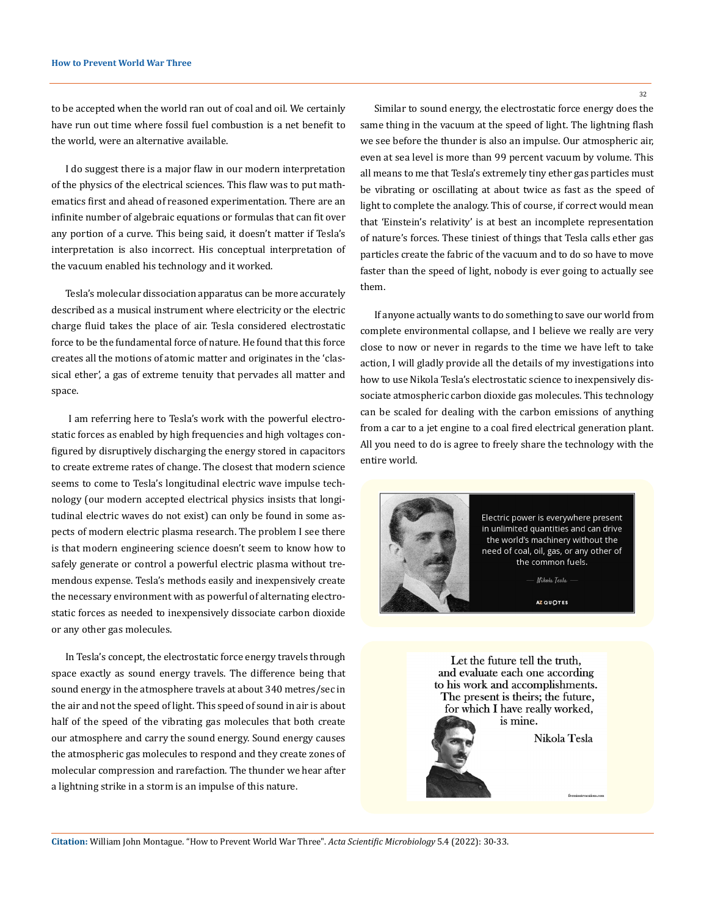to be accepted when the world ran out of coal and oil. We certainly have run out time where fossil fuel combustion is a net benefit to the world, were an alternative available.

I do suggest there is a major flaw in our modern interpretation of the physics of the electrical sciences. This flaw was to put mathematics first and ahead of reasoned experimentation. There are an infinite number of algebraic equations or formulas that can fit over any portion of a curve. This being said, it doesn't matter if Tesla's interpretation is also incorrect. His conceptual interpretation of the vacuum enabled his technology and it worked.

Tesla's molecular dissociation apparatus can be more accurately described as a musical instrument where electricity or the electric charge fluid takes the place of air. Tesla considered electrostatic force to be the fundamental force of nature. He found that this force creates all the motions of atomic matter and originates in the 'classical ether', a gas of extreme tenuity that pervades all matter and space.

I am referring here to Tesla's work with the powerful electrostatic forces as enabled by high frequencies and high voltages configured by disruptively discharging the energy stored in capacitors to create extreme rates of change. The closest that modern science seems to come to Tesla's longitudinal electric wave impulse technology (our modern accepted electrical physics insists that longitudinal electric waves do not exist) can only be found in some aspects of modern electric plasma research. The problem I see there is that modern engineering science doesn't seem to know how to safely generate or control a powerful electric plasma without tremendous expense. Tesla's methods easily and inexpensively create the necessary environment with as powerful of alternating electrostatic forces as needed to inexpensively dissociate carbon dioxide or any other gas molecules.

In Tesla's concept, the electrostatic force energy travels through space exactly as sound energy travels. The difference being that sound energy in the atmosphere travels at about 340 metres/sec in the air and not the speed of light. This speed of sound in air is about half of the speed of the vibrating gas molecules that both create our atmosphere and carry the sound energy. Sound energy causes the atmospheric gas molecules to respond and they create zones of molecular compression and rarefaction. The thunder we hear after a lightning strike in a storm is an impulse of this nature.

Similar to sound energy, the electrostatic force energy does the same thing in the vacuum at the speed of light. The lightning flash we see before the thunder is also an impulse. Our atmospheric air, even at sea level is more than 99 percent vacuum by volume. This all means to me that Tesla's extremely tiny ether gas particles must be vibrating or oscillating at about twice as fast as the speed of light to complete the analogy. This of course, if correct would mean that 'Einstein's relativity' is at best an incomplete representation of nature's forces. These tiniest of things that Tesla calls ether gas particles create the fabric of the vacuum and to do so have to move faster than the speed of light, nobody is ever going to actually see them.

If anyone actually wants to do something to save our world from complete environmental collapse, and I believe we really are very close to now or never in regards to the time we have left to take action, I will gladly provide all the details of my investigations into how to use Nikola Tesla's electrostatic science to inexpensively dissociate atmospheric carbon dioxide gas molecules. This technology can be scaled for dealing with the carbon emissions of anything from a car to a jet engine to a coal fired electrical generation plant. All you need to do is agree to freely share the technology with the entire world.

Electric power is everywhere present in unlimited quantities and can drive the world's machinery without the need of coal, oil, gas, or any other of the common fuels.

— Nikola Tesla —

AZ QUOTES

Let the future tell the truth, and evaluate each one according to his work and accomplishments. The present is theirs; the future, for which I have really worked, is mine.

Nikola Tesla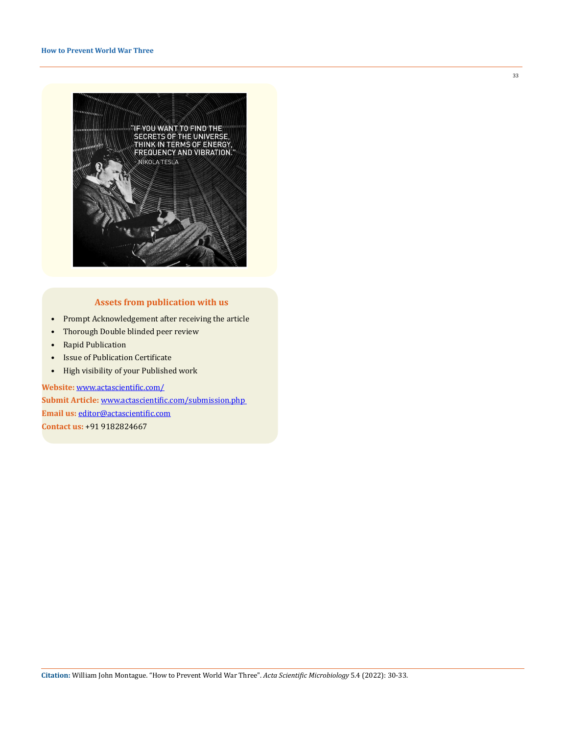"IF YOU WANT TO FIND THE SECRETS OF THE UNIVERSE, THINK IN TERMS OF ENERGY, FREQUENCY AND VIBRATION."
- NIKOLA TESLA

### Assets from publication with us

- Prompt Acknowledgement after receiving the article
- Thorough Double blinded peer review
- Rapid Publication
- Issue of Publication Certificate
- High visibility of your Published work

**Website:** www.actascientific.com/

**Submit Article:** www.actascientific.com/submission.php

**Email us:** editor@actascientific.com

**Contact us:** +91 9182824667